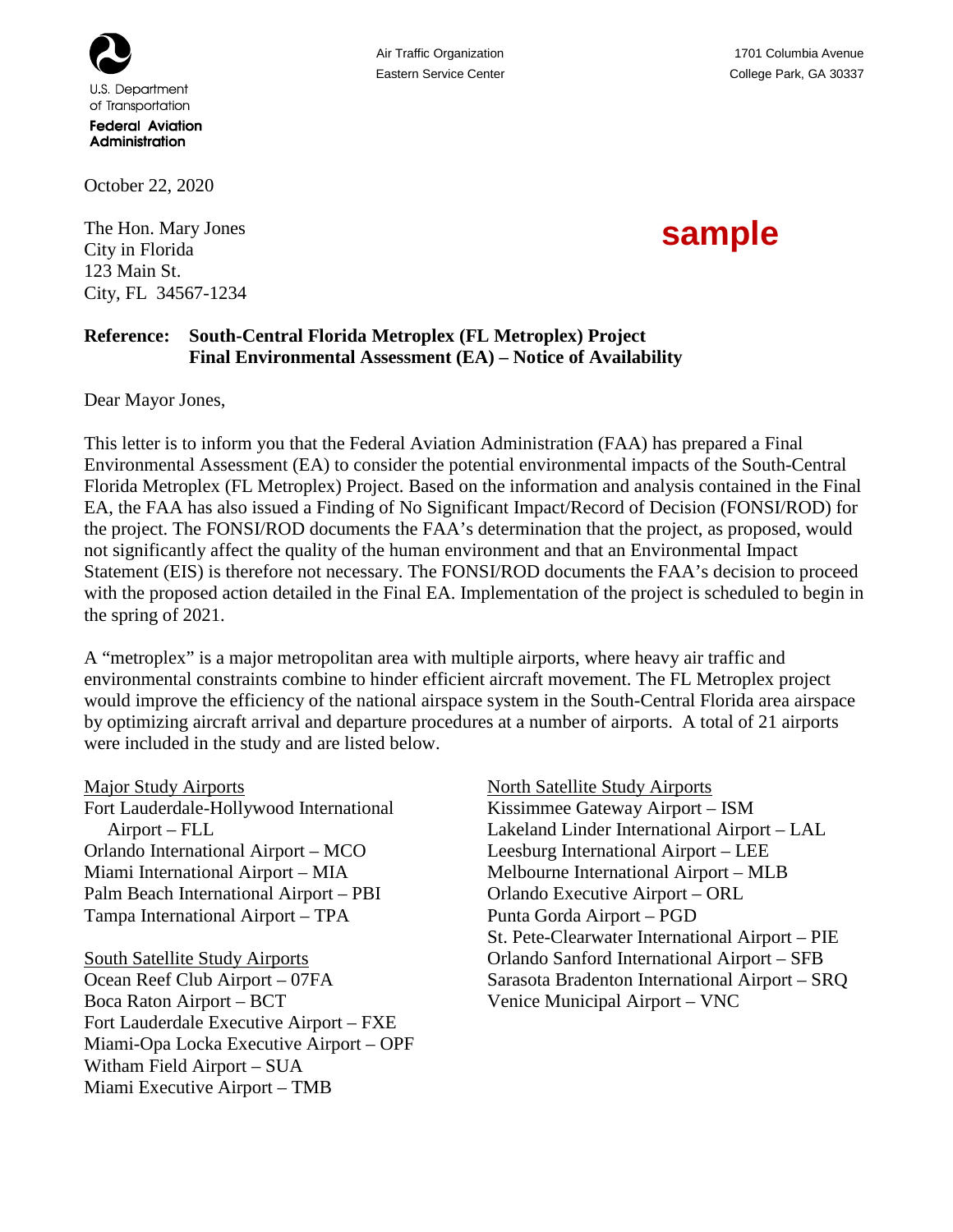U.S. Department of Transportation
**Federal Aviation Administration**

Air Traffic Organization
Eastern Service Center

1701 Columbia Avenue
College Park, GA 30337

October 22, 2020

The Hon. Mary Jones
City in Florida
123 Main St.
City, FL 34567-1234

**sample**

**Reference: South-Central Florida Metroplex (FL Metroplex) Project
Final Environmental Assessment (EA) – Notice of Availability**

Dear Mayor Jones,

This letter is to inform you that the Federal Aviation Administration (FAA) has prepared a Final Environmental Assessment (EA) to consider the potential environmental impacts of the South-Central Florida Metroplex (FL Metroplex) Project. Based on the information and analysis contained in the Final EA, the FAA has also issued a Finding of No Significant Impact/Record of Decision (FONSI/ROD) for the project. The FONSI/ROD documents the FAA's determination that the project, as proposed, would not significantly affect the quality of the human environment and that an Environmental Impact Statement (EIS) is therefore not necessary. The FONSI/ROD documents the FAA's decision to proceed with the proposed action detailed in the Final EA. Implementation of the project is scheduled to begin in the spring of 2021.

A "metroplex" is a major metropolitan area with multiple airports, where heavy air traffic and environmental constraints combine to hinder efficient aircraft movement. The FL Metroplex project would improve the efficiency of the national airspace system in the South-Central Florida area airspace by optimizing aircraft arrival and departure procedures at a number of airports. A total of 21 airports were included in the study and are listed below.

Major Study Airports
Fort Lauderdale-Hollywood International Airport – FLL
Orlando International Airport – MCO
Miami International Airport – MIA
Palm Beach International Airport – PBI
Tampa International Airport – TPA

South Satellite Study Airports
Ocean Reef Club Airport – 07FA
Boca Raton Airport – BCT
Fort Lauderdale Executive Airport – FXE
Miami-Opa Locka Executive Airport – OPF
Witham Field Airport – SUA
Miami Executive Airport – TMB

North Satellite Study Airports
Kissimmee Gateway Airport – ISM
Lakeland Linder International Airport – LAL
Leesburg International Airport – LEE
Melbourne International Airport – MLB
Orlando Executive Airport – ORL
Punta Gorda Airport – PGD
St. Pete-Clearwater International Airport – PIE
Orlando Sanford International Airport – SFB
Sarasota Bradenton International Airport – SRQ
Venice Municipal Airport – VNC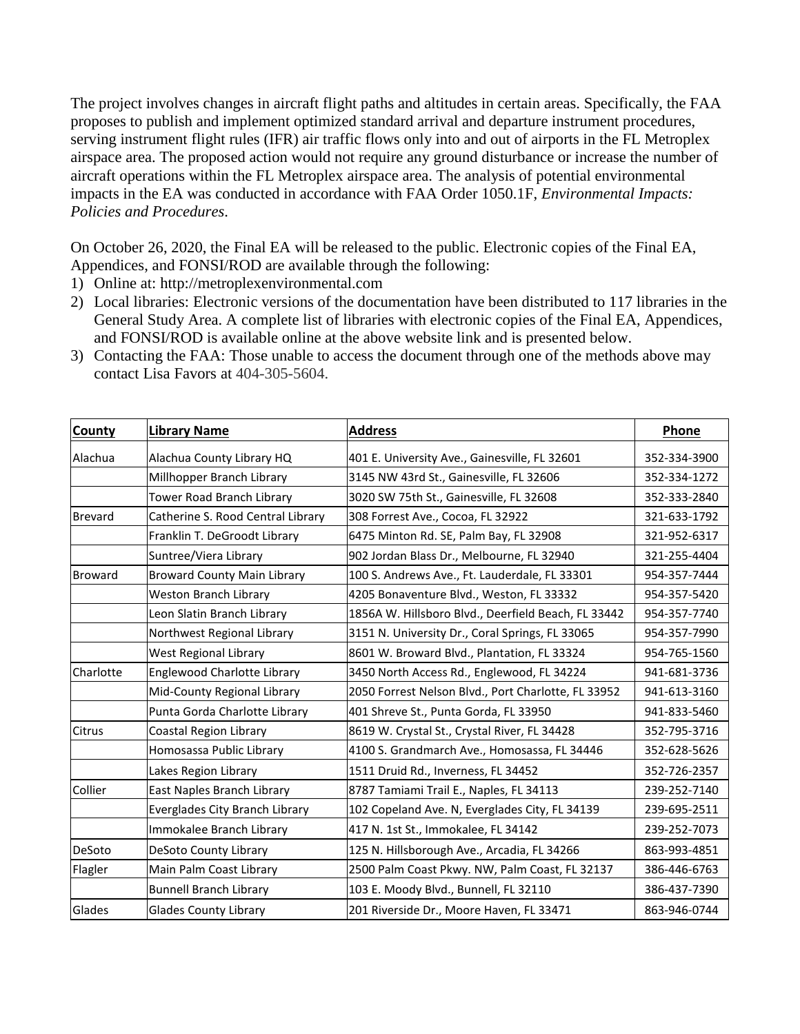The project involves changes in aircraft flight paths and altitudes in certain areas. Specifically, the FAA proposes to publish and implement optimized standard arrival and departure instrument procedures, serving instrument flight rules (IFR) air traffic flows only into and out of airports in the FL Metroplex airspace area. The proposed action would not require any ground disturbance or increase the number of aircraft operations within the FL Metroplex airspace area. The analysis of potential environmental impacts in the EA was conducted in accordance with FAA Order 1050.1F, *Environmental Impacts: Policies and Procedures*.

On October 26, 2020, the Final EA will be released to the public. Electronic copies of the Final EA, Appendices, and FONSI/ROD are available through the following:

1) Online at: http://metroplexenvironmental.com
2) Local libraries: Electronic versions of the documentation have been distributed to 117 libraries in the General Study Area. A complete list of libraries with electronic copies of the Final EA, Appendices, and FONSI/ROD is available online at the above website link and is presented below.
3) Contacting the FAA: Those unable to access the document through one of the methods above may contact Lisa Favors at 404-305-5604.

| County | Library Name | Address | Phone |
|---|---|---|---|
| Alachua | Alachua County Library HQ | 401 E. University Ave., Gainesville, FL 32601 | 352-334-3900 |
| | Millhopper Branch Library | 3145 NW 43rd St., Gainesville, FL 32606 | 352-334-1272 |
| | Tower Road Branch Library | 3020 SW 75th St., Gainesville, FL 32608 | 352-333-2840 |
| Brevard | Catherine S. Rood Central Library | 308 Forrest Ave., Cocoa, FL 32922 | 321-633-1792 |
| | Franklin T. DeGroodt Library | 6475 Minton Rd. SE, Palm Bay, FL 32908 | 321-952-6317 |
| | Suntree/Viera Library | 902 Jordan Blass Dr., Melbourne, FL 32940 | 321-255-4404 |
| Broward | Broward County Main Library | 100 S. Andrews Ave., Ft. Lauderdale, FL 33301 | 954-357-7444 |
| | Weston Branch Library | 4205 Bonaventure Blvd., Weston, FL 33332 | 954-357-5420 |
| | Leon Slatin Branch Library | 1856A W. Hillsboro Blvd., Deerfield Beach, FL 33442 | 954-357-7740 |
| | Northwest Regional Library | 3151 N. University Dr., Coral Springs, FL 33065 | 954-357-7990 |
| | West Regional Library | 8601 W. Broward Blvd., Plantation, FL 33324 | 954-765-1560 |
| Charlotte | Englewood Charlotte Library | 3450 North Access Rd., Englewood, FL 34224 | 941-681-3736 |
| | Mid-County Regional Library | 2050 Forrest Nelson Blvd., Port Charlotte, FL 33952 | 941-613-3160 |
| | Punta Gorda Charlotte Library | 401 Shreve St., Punta Gorda, FL 33950 | 941-833-5460 |
| Citrus | Coastal Region Library | 8619 W. Crystal St., Crystal River, FL 34428 | 352-795-3716 |
| | Homosassa Public Library | 4100 S. Grandmarch Ave., Homosassa, FL 34446 | 352-628-5626 |
| | Lakes Region Library | 1511 Druid Rd., Inverness, FL 34452 | 352-726-2357 |
| Collier | East Naples Branch Library | 8787 Tamiami Trail E., Naples, FL 34113 | 239-252-7140 |
| | Everglades City Branch Library | 102 Copeland Ave. N, Everglades City, FL 34139 | 239-695-2511 |
| | Immokalee Branch Library | 417 N. 1st St., Immokalee, FL 34142 | 239-252-7073 |
| DeSoto | DeSoto County Library | 125 N. Hillsborough Ave., Arcadia, FL 34266 | 863-993-4851 |
| Flagler | Main Palm Coast Library | 2500 Palm Coast Pkwy. NW, Palm Coast, FL 32137 | 386-446-6763 |
| | Bunnell Branch Library | 103 E. Moody Blvd., Bunnell, FL 32110 | 386-437-7390 |
| Glades | Glades County Library | 201 Riverside Dr., Moore Haven, FL 33471 | 863-946-0744 |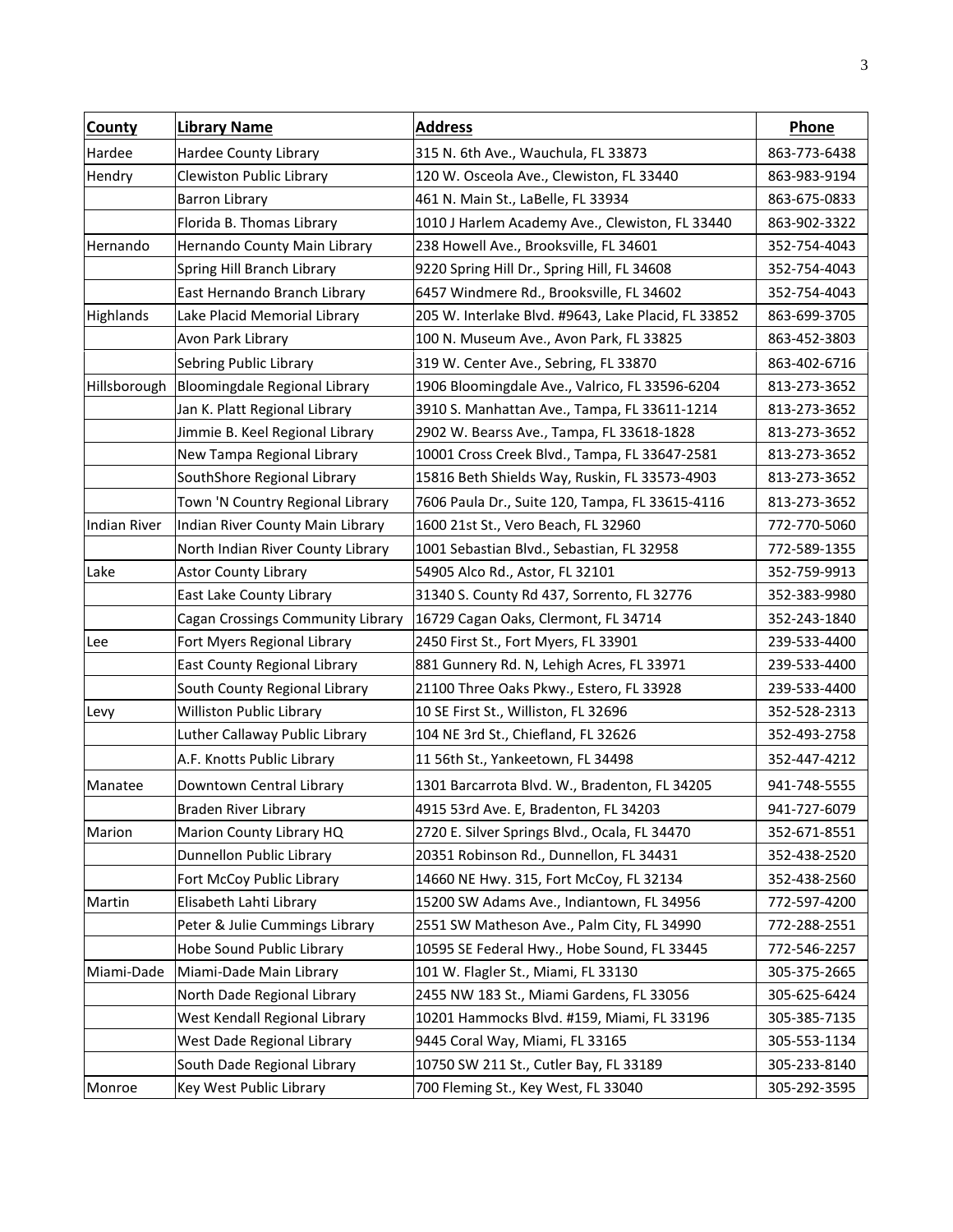| County | Library Name | Address | Phone |
|---|---|---|---|
| Hardee | Hardee County Library | 315 N. 6th Ave., Wauchula, FL 33873 | 863-773-6438 |
| Hendry | Clewiston Public Library | 120 W. Osceola Ave., Clewiston, FL 33440 | 863-983-9194 |
| | Barron Library | 461 N. Main St., LaBelle, FL 33934 | 863-675-0833 |
| | Florida B. Thomas Library | 1010 J Harlem Academy Ave., Clewiston, FL 33440 | 863-902-3322 |
| Hernando | Hernando County Main Library | 238 Howell Ave., Brooksville, FL 34601 | 352-754-4043 |
| | Spring Hill Branch Library | 9220 Spring Hill Dr., Spring Hill, FL 34608 | 352-754-4043 |
| | East Hernando Branch Library | 6457 Windmere Rd., Brooksville, FL 34602 | 352-754-4043 |
| Highlands | Lake Placid Memorial Library | 205 W. Interlake Blvd. #9643, Lake Placid, FL 33852 | 863-699-3705 |
| | Avon Park Library | 100 N. Museum Ave., Avon Park, FL 33825 | 863-452-3803 |
| | Sebring Public Library | 319 W. Center Ave., Sebring, FL 33870 | 863-402-6716 |
| Hillsborough | Bloomingdale Regional Library | 1906 Bloomingdale Ave., Valrico, FL 33596-6204 | 813-273-3652 |
| | Jan K. Platt Regional Library | 3910 S. Manhattan Ave., Tampa, FL 33611-1214 | 813-273-3652 |
| | Jimmie B. Keel Regional Library | 2902 W. Bearss Ave., Tampa, FL 33618-1828 | 813-273-3652 |
| | New Tampa Regional Library | 10001 Cross Creek Blvd., Tampa, FL 33647-2581 | 813-273-3652 |
| | SouthShore Regional Library | 15816 Beth Shields Way, Ruskin, FL 33573-4903 | 813-273-3652 |
| | Town 'N Country Regional Library | 7606 Paula Dr., Suite 120, Tampa, FL 33615-4116 | 813-273-3652 |
| Indian River | Indian River County Main Library | 1600 21st St., Vero Beach, FL 32960 | 772-770-5060 |
| | North Indian River County Library | 1001 Sebastian Blvd., Sebastian, FL 32958 | 772-589-1355 |
| Lake | Astor County Library | 54905 Alco Rd., Astor, FL 32101 | 352-759-9913 |
| | East Lake County Library | 31340 S. County Rd 437, Sorrento, FL 32776 | 352-383-9980 |
| | Cagan Crossings Community Library | 16729 Cagan Oaks, Clermont, FL 34714 | 352-243-1840 |
| Lee | Fort Myers Regional Library | 2450 First St., Fort Myers, FL 33901 | 239-533-4400 |
| | East County Regional Library | 881 Gunnery Rd. N, Lehigh Acres, FL 33971 | 239-533-4400 |
| | South County Regional Library | 21100 Three Oaks Pkwy., Estero, FL 33928 | 239-533-4400 |
| Levy | Williston Public Library | 10 SE First St., Williston, FL 32696 | 352-528-2313 |
| | Luther Callaway Public Library | 104 NE 3rd St., Chiefland, FL 32626 | 352-493-2758 |
| | A.F. Knotts Public Library | 11 56th St., Yankeetown, FL 34498 | 352-447-4212 |
| Manatee | Downtown Central Library | 1301 Barcarrota Blvd. W., Bradenton, FL 34205 | 941-748-5555 |
| | Braden River Library | 4915 53rd Ave. E, Bradenton, FL 34203 | 941-727-6079 |
| Marion | Marion County Library HQ | 2720 E. Silver Springs Blvd., Ocala, FL 34470 | 352-671-8551 |
| | Dunnellon Public Library | 20351 Robinson Rd., Dunnellon, FL 34431 | 352-438-2520 |
| | Fort McCoy Public Library | 14660 NE Hwy. 315, Fort McCoy, FL 32134 | 352-438-2560 |
| Martin | Elisabeth Lahti Library | 15200 SW Adams Ave., Indiantown, FL 34956 | 772-597-4200 |
| | Peter & Julie Cummings Library | 2551 SW Matheson Ave., Palm City, FL 34990 | 772-288-2551 |
| | Hobe Sound Public Library | 10595 SE Federal Hwy., Hobe Sound, FL 33445 | 772-546-2257 |
| Miami-Dade | Miami-Dade Main Library | 101 W. Flagler St., Miami, FL 33130 | 305-375-2665 |
| | North Dade Regional Library | 2455 NW 183 St., Miami Gardens, FL 33056 | 305-625-6424 |
| | West Kendall Regional Library | 10201 Hammocks Blvd. #159, Miami, FL 33196 | 305-385-7135 |
| | West Dade Regional Library | 9445 Coral Way, Miami, FL 33165 | 305-553-1134 |
| | South Dade Regional Library | 10750 SW 211 St., Cutler Bay, FL 33189 | 305-233-8140 |
| Monroe | Key West Public Library | 700 Fleming St., Key West, FL 33040 | 305-292-3595 |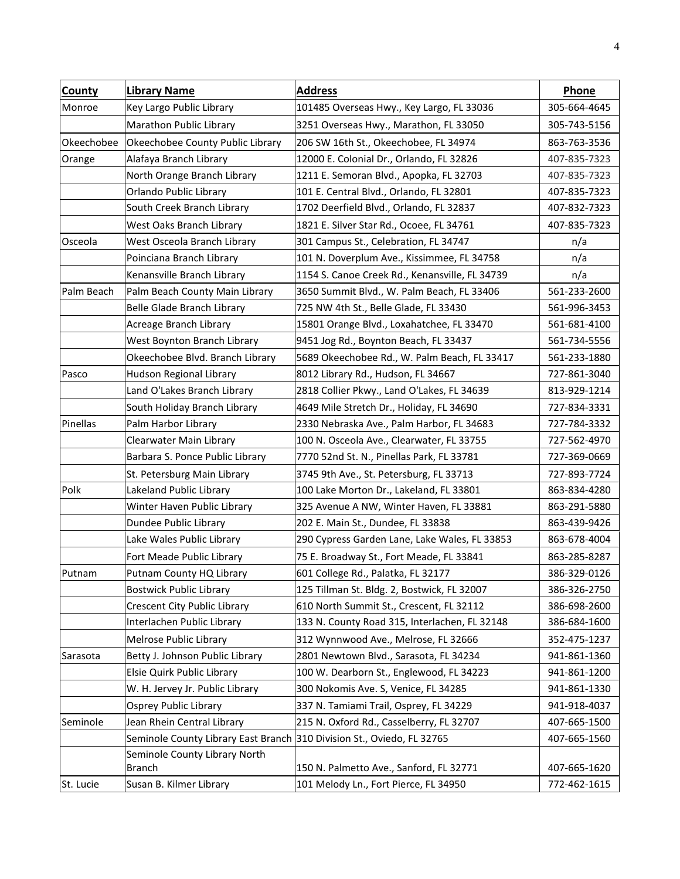| County | Library Name | Address | Phone |
|---|---|---|---|
| Monroe | Key Largo Public Library | 101485 Overseas Hwy., Key Largo, FL 33036 | 305-664-4645 |
| | Marathon Public Library | 3251 Overseas Hwy., Marathon, FL 33050 | 305-743-5156 |
| Okeechobee | Okeechobee County Public Library | 206 SW 16th St., Okeechobee, FL 34974 | 863-763-3536 |
| Orange | Alafaya Branch Library | 12000 E. Colonial Dr., Orlando, FL 32826 | 407-835-7323 |
| | North Orange Branch Library | 1211 E. Semoran Blvd., Apopka, FL 32703 | 407-835-7323 |
| | Orlando Public Library | 101 E. Central Blvd., Orlando, FL 32801 | 407-835-7323 |
| | South Creek Branch Library | 1702 Deerfield Blvd., Orlando, FL 32837 | 407-832-7323 |
| | West Oaks Branch Library | 1821 E. Silver Star Rd., Ocoee, FL 34761 | 407-835-7323 |
| Osceola | West Osceola Branch Library | 301 Campus St., Celebration, FL 34747 | n/a |
| | Poinciana Branch Library | 101 N. Doverplum Ave., Kissimmee, FL 34758 | n/a |
| | Kenansville Branch Library | 1154 S. Canoe Creek Rd., Kenansville, FL 34739 | n/a |
| Palm Beach | Palm Beach County Main Library | 3650 Summit Blvd., W. Palm Beach, FL 33406 | 561-233-2600 |
| | Belle Glade Branch Library | 725 NW 4th St., Belle Glade, FL 33430 | 561-996-3453 |
| | Acreage Branch Library | 15801 Orange Blvd., Loxahatchee, FL 33470 | 561-681-4100 |
| | West Boynton Branch Library | 9451 Jog Rd., Boynton Beach, FL 33437 | 561-734-5556 |
| | Okeechobee Blvd. Branch Library | 5689 Okeechobee Rd., W. Palm Beach, FL 33417 | 561-233-1880 |
| Pasco | Hudson Regional Library | 8012 Library Rd., Hudson, FL 34667 | 727-861-3040 |
| | Land O'Lakes Branch Library | 2818 Collier Pkwy., Land O'Lakes, FL 34639 | 813-929-1214 |
| | South Holiday Branch Library | 4649 Mile Stretch Dr., Holiday, FL 34690 | 727-834-3331 |
| Pinellas | Palm Harbor Library | 2330 Nebraska Ave., Palm Harbor, FL 34683 | 727-784-3332 |
| | Clearwater Main Library | 100 N. Osceola Ave., Clearwater, FL 33755 | 727-562-4970 |
| | Barbara S. Ponce Public Library | 7770 52nd St. N., Pinellas Park, FL 33781 | 727-369-0669 |
| | St. Petersburg Main Library | 3745 9th Ave., St. Petersburg, FL 33713 | 727-893-7724 |
| Polk | Lakeland Public Library | 100 Lake Morton Dr., Lakeland, FL 33801 | 863-834-4280 |
| | Winter Haven Public Library | 325 Avenue A NW, Winter Haven, FL 33881 | 863-291-5880 |
| | Dundee Public Library | 202 E. Main St., Dundee, FL 33838 | 863-439-9426 |
| | Lake Wales Public Library | 290 Cypress Garden Lane, Lake Wales, FL 33853 | 863-678-4004 |
| | Fort Meade Public Library | 75 E. Broadway St., Fort Meade, FL 33841 | 863-285-8287 |
| Putnam | Putnam County HQ Library | 601 College Rd., Palatka, FL 32177 | 386-329-0126 |
| | Bostwick Public Library | 125 Tillman St. Bldg. 2, Bostwick, FL 32007 | 386-326-2750 |
| | Crescent City Public Library | 610 North Summit St., Crescent, FL 32112 | 386-698-2600 |
| | Interlachen Public Library | 133 N. County Road 315, Interlachen, FL 32148 | 386-684-1600 |
| | Melrose Public Library | 312 Wynnwood Ave., Melrose, FL 32666 | 352-475-1237 |
| Sarasota | Betty J. Johnson Public Library | 2801 Newtown Blvd., Sarasota, FL 34234 | 941-861-1360 |
| | Elsie Quirk Public Library | 100 W. Dearborn St., Englewood, FL 34223 | 941-861-1200 |
| | W. H. Jervey Jr. Public Library | 300 Nokomis Ave. S, Venice, FL 34285 | 941-861-1330 |
| | Osprey Public Library | 337 N. Tamiami Trail, Osprey, FL 34229 | 941-918-4037 |
| Seminole | Jean Rhein Central Library | 215 N. Oxford Rd., Casselberry, FL 32707 | 407-665-1500 |
| | Seminole County Library East Branch | 310 Division St., Oviedo, FL 32765 | 407-665-1560 |
| | Seminole County Library North Branch | 150 N. Palmetto Ave., Sanford, FL 32771 | 407-665-1620 |
| St. Lucie | Susan B. Kilmer Library | 101 Melody Ln., Fort Pierce, FL 34950 | 772-462-1615 |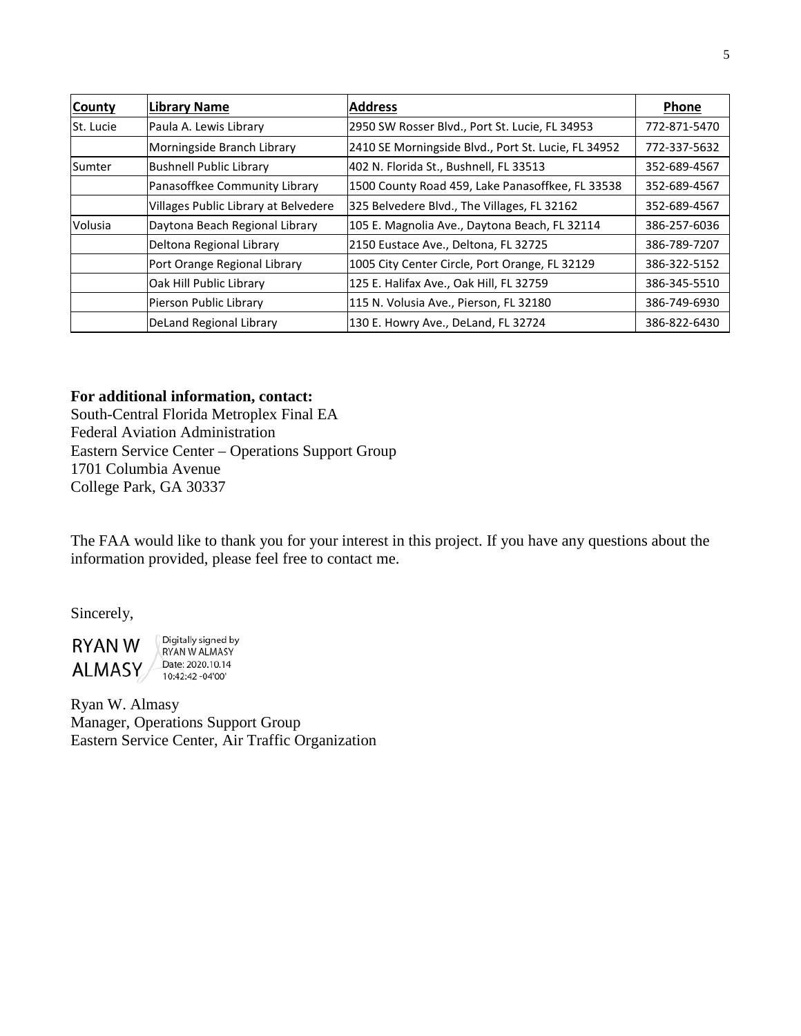| County | Library Name | Address | Phone |
|---|---|---|---|
| St. Lucie | Paula A. Lewis Library | 2950 SW Rosser Blvd., Port St. Lucie, FL 34953 | 772-871-5470 |
| | Morningside Branch Library | 2410 SE Morningside Blvd., Port St. Lucie, FL 34952 | 772-337-5632 |
| Sumter | Bushnell Public Library | 402 N. Florida St., Bushnell, FL 33513 | 352-689-4567 |
| | Panasoffkee Community Library | 1500 County Road 459, Lake Panasoffkee, FL 33538 | 352-689-4567 |
| | Villages Public Library at Belvedere | 325 Belvedere Blvd., The Villages, FL 32162 | 352-689-4567 |
| Volusia | Daytona Beach Regional Library | 105 E. Magnolia Ave., Daytona Beach, FL 32114 | 386-257-6036 |
| | Deltona Regional Library | 2150 Eustace Ave., Deltona, FL 32725 | 386-789-7207 |
| | Port Orange Regional Library | 1005 City Center Circle, Port Orange, FL 32129 | 386-322-5152 |
| | Oak Hill Public Library | 125 E. Halifax Ave., Oak Hill, FL 32759 | 386-345-5510 |
| | Pierson Public Library | 115 N. Volusia Ave., Pierson, FL 32180 | 386-749-6930 |
| | DeLand Regional Library | 130 E. Howry Ave., DeLand, FL 32724 | 386-822-6430 |

**For additional information, contact:**
South-Central Florida Metroplex Final EA
Federal Aviation Administration
Eastern Service Center – Operations Support Group
1701 Columbia Avenue
College Park, GA 30337

The FAA would like to thank you for your interest in this project. If you have any questions about the information provided, please feel free to contact me.

Sincerely,

RYAN W ALMASY
Digitally signed by RYAN W ALMASY
Date: 2020.10.14 10:42:42 -04'00'

Ryan W. Almasy
Manager, Operations Support Group
Eastern Service Center, Air Traffic Organization